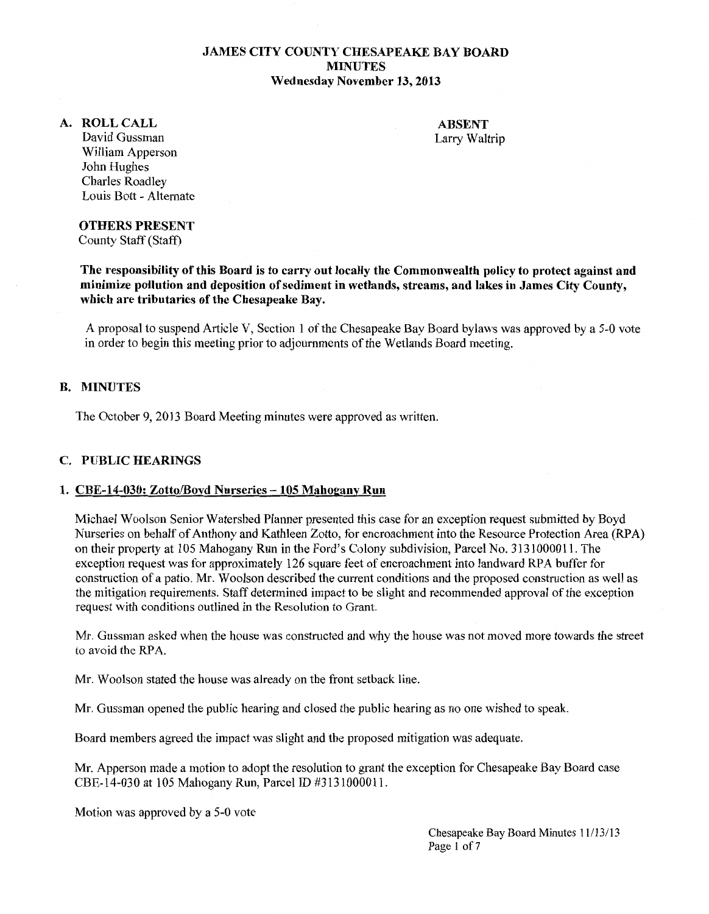# JAMES CITY COUNTY CHESAPEAKE BAY BOARD
# MINUTES
**Wednesday November 13, 2013**

## A. ROLL CALL

David Gussman
William Apperson
John Hughes
Charles Roadley
Louis Bott - Alternate

**ABSENT**
Larry Waltrip

**OTHERS PRESENT**
County Staff (Staff)

**The responsibility of this Board is to carry out locally the Commonwealth policy to protect against and minimize pollution and deposition of sediment in wetlands, streams, and lakes in James City County, which are tributaries of the Chesapeake Bay.**

A proposal to suspend Article V, Section 1 of the Chesapeake Bay Board bylaws was approved by a 5-0 vote in order to begin this meeting prior to adjournments of the Wetlands Board meeting.

## B. MINUTES

The October 9, 2013 Board Meeting minutes were approved as written.

## C. PUBLIC HEARINGS

### 1. CBE-14-030: Zotto/Boyd Nurseries – 105 Mahogany Run

Michael Woolson Senior Watershed Planner presented this case for an exception request submitted by Boyd Nurseries on behalf of Anthony and Kathleen Zotto, for encroachment into the Resource Protection Area (RPA) on their property at 105 Mahogany Run in the Ford's Colony subdivision, Parcel No. 3131000011. The exception request was for approximately 126 square feet of encroachment into landward RPA buffer for construction of a patio. Mr. Woolson described the current conditions and the proposed construction as well as the mitigation requirements. Staff determined impact to be slight and recommended approval of the exception request with conditions outlined in the Resolution to Grant.

Mr. Gussman asked when the house was constructed and why the house was not moved more towards the street to avoid the RPA.

Mr. Woolson stated the house was already on the front setback line.

Mr. Gussman opened the public hearing and closed the public hearing as no one wished to speak.

Board members agreed the impact was slight and the proposed mitigation was adequate.

Mr. Apperson made a motion to adopt the resolution to grant the exception for Chesapeake Bay Board case CBE-14-030 at 105 Mahogany Run, Parcel ID #3131000011.

Motion was approved by a 5-0 vote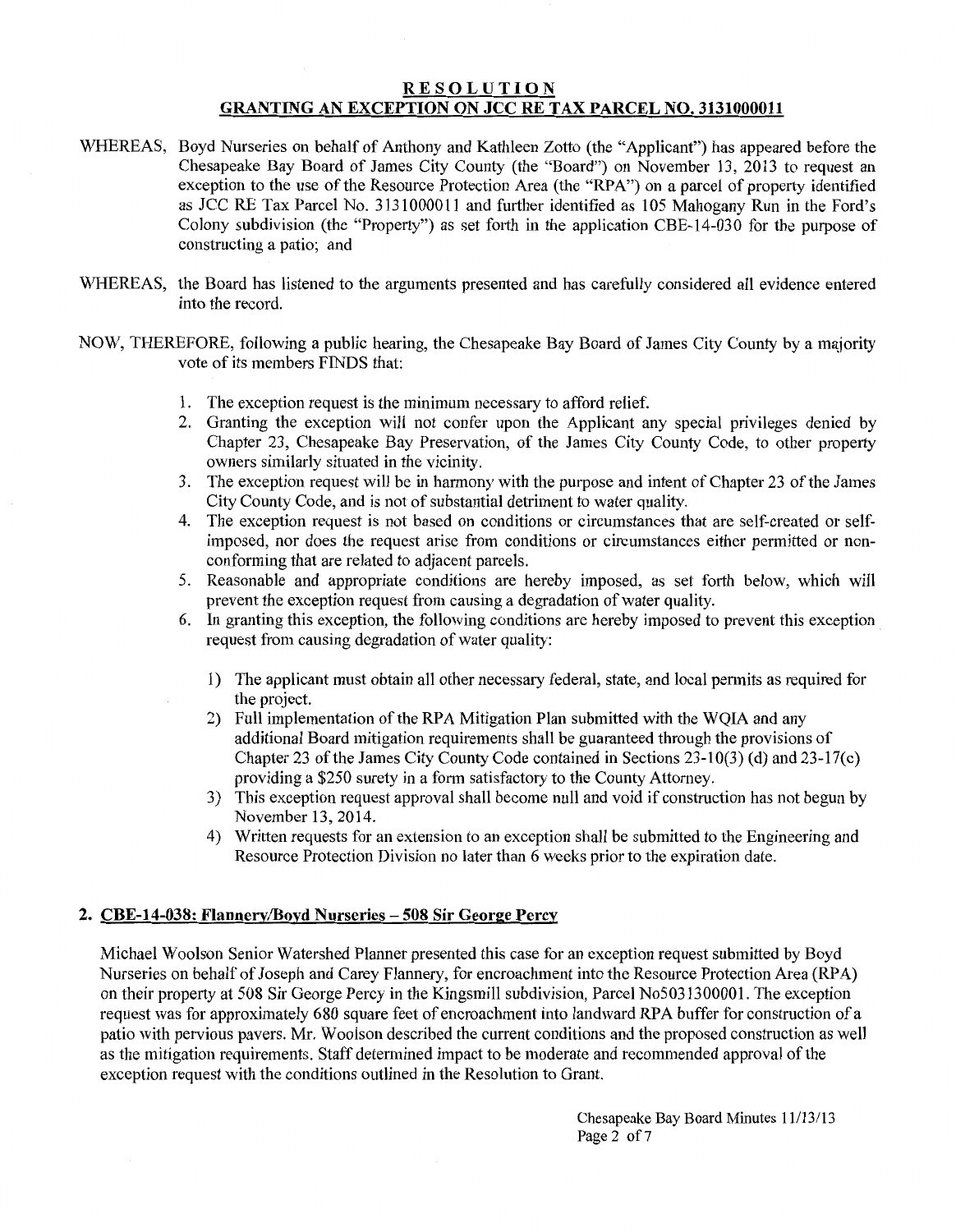## RESOLUTION
## GRANTING AN EXCEPTION ON JCC RE TAX PARCEL NO. 3131000011

WHEREAS, Boyd Nurseries on behalf of Anthony and Kathleen Zotto (the "Applicant") has appeared before the Chesapeake Bay Board of James City County (the "Board") on November 13, 2013 to request an exception to the use of the Resource Protection Area (the "RPA") on a parcel of property identified as JCC RE Tax Parcel No. 3131000011 and further identified as 105 Mahogany Run in the Ford's Colony subdivision (the "Property") as set forth in the application CBE-14-030 for the purpose of constructing a patio; and

WHEREAS, the Board has listened to the arguments presented and has carefully considered all evidence entered into the record.

NOW, THEREFORE, following a public hearing, the Chesapeake Bay Board of James City County by a majority vote of its members FINDS that:

1. The exception request is the minimum necessary to afford relief.
2. Granting the exception will not confer upon the Applicant any special privileges denied by Chapter 23, Chesapeake Bay Preservation, of the James City County Code, to other property owners similarly situated in the vicinity.
3. The exception request will be in harmony with the purpose and intent of Chapter 23 of the James City County Code, and is not of substantial detriment to water quality.
4. The exception request is not based on conditions or circumstances that are self-created or self-imposed, nor does the request arise from conditions or circumstances either permitted or non-conforming that are related to adjacent parcels.
5. Reasonable and appropriate conditions are hereby imposed, as set forth below, which will prevent the exception request from causing a degradation of water quality.
6. In granting this exception, the following conditions are hereby imposed to prevent this exception request from causing degradation of water quality:
   1) The applicant must obtain all other necessary federal, state, and local permits as required for the project.
   2) Full implementation of the RPA Mitigation Plan submitted with the WQIA and any additional Board mitigation requirements shall be guaranteed through the provisions of Chapter 23 of the James City County Code contained in Sections 23-10(3) (d) and 23-17(c) providing a $250 surety in a form satisfactory to the County Attorney.
   3) This exception request approval shall become null and void if construction has not begun by November 13, 2014.
   4) Written requests for an extension to an exception shall be submitted to the Engineering and Resource Protection Division no later than 6 weeks prior to the expiration date.

### 2. CBE-14-038: Flannery/Boyd Nurseries – 508 Sir George Percy

Michael Woolson Senior Watershed Planner presented this case for an exception request submitted by Boyd Nurseries on behalf of Joseph and Carey Flannery, for encroachment into the Resource Protection Area (RPA) on their property at 508 Sir George Percy in the Kingsmill subdivision, Parcel No5031300001. The exception request was for approximately 680 square feet of encroachment into landward RPA buffer for construction of a patio with pervious pavers. Mr. Woolson described the current conditions and the proposed construction as well as the mitigation requirements. Staff determined impact to be moderate and recommended approval of the exception request with the conditions outlined in the Resolution to Grant.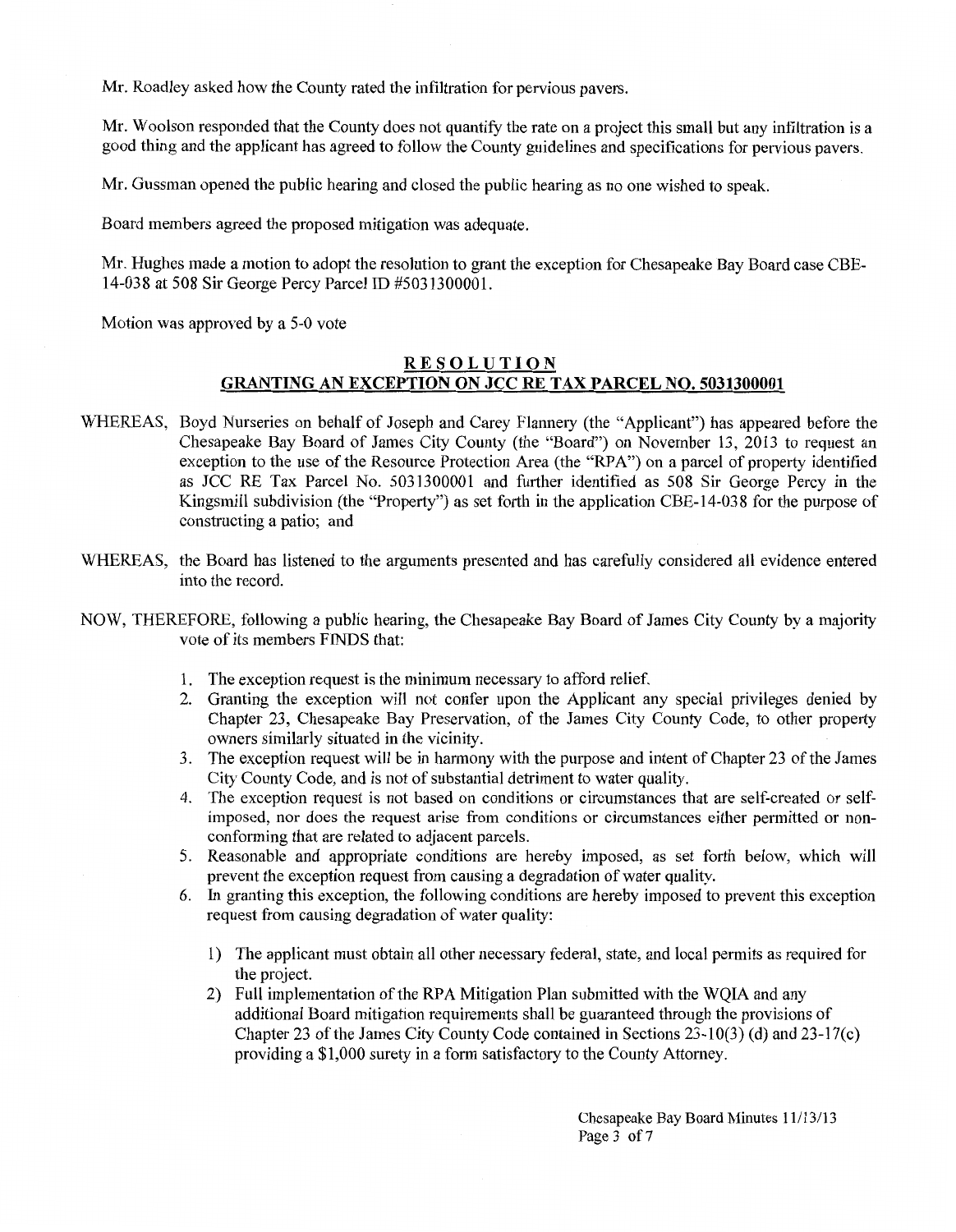Mr. Roadley asked how the County rated the infiltration for pervious pavers.

Mr. Woolson responded that the County does not quantify the rate on a project this small but any infiltration is a good thing and the applicant has agreed to follow the County guidelines and specifications for pervious pavers.

Mr. Gussman opened the public hearing and closed the public hearing as no one wished to speak.

Board members agreed the proposed mitigation was adequate.

Mr. Hughes made a motion to adopt the resolution to grant the exception for Chesapeake Bay Board case CBE-14-038 at 508 Sir George Percy Parcel ID #5031300001.

Motion was approved by a 5-0 vote

## RESOLUTION

## GRANTING AN EXCEPTION ON JCC RE TAX PARCEL NO. 5031300001

WHEREAS, Boyd Nurseries on behalf of Joseph and Carey Flannery (the "Applicant") has appeared before the Chesapeake Bay Board of James City County (the "Board") on November 13, 2013 to request an exception to the use of the Resource Protection Area (the "RPA") on a parcel of property identified as JCC RE Tax Parcel No. 5031300001 and further identified as 508 Sir George Percy in the Kingsmill subdivision (the "Property") as set forth in the application CBE-14-038 for the purpose of constructing a patio; and

WHEREAS, the Board has listened to the arguments presented and has carefully considered all evidence entered into the record.

NOW, THEREFORE, following a public hearing, the Chesapeake Bay Board of James City County by a majority vote of its members FINDS that:

1. The exception request is the minimum necessary to afford relief.
2. Granting the exception will not confer upon the Applicant any special privileges denied by Chapter 23, Chesapeake Bay Preservation, of the James City County Code, to other property owners similarly situated in the vicinity.
3. The exception request will be in harmony with the purpose and intent of Chapter 23 of the James City County Code, and is not of substantial detriment to water quality.
4. The exception request is not based on conditions or circumstances that are self-created or self-imposed, nor does the request arise from conditions or circumstances either permitted or non-conforming that are related to adjacent parcels.
5. Reasonable and appropriate conditions are hereby imposed, as set forth below, which will prevent the exception request from causing a degradation of water quality.
6. In granting this exception, the following conditions are hereby imposed to prevent this exception request from causing degradation of water quality:

   1) The applicant must obtain all other necessary federal, state, and local permits as required for the project.
   2) Full implementation of the RPA Mitigation Plan submitted with the WQIA and any additional Board mitigation requirements shall be guaranteed through the provisions of Chapter 23 of the James City County Code contained in Sections 23-10(3) (d) and 23-17(c) providing a $1,000 surety in a form satisfactory to the County Attorney.

Chesapeake Bay Board Minutes 11/13/13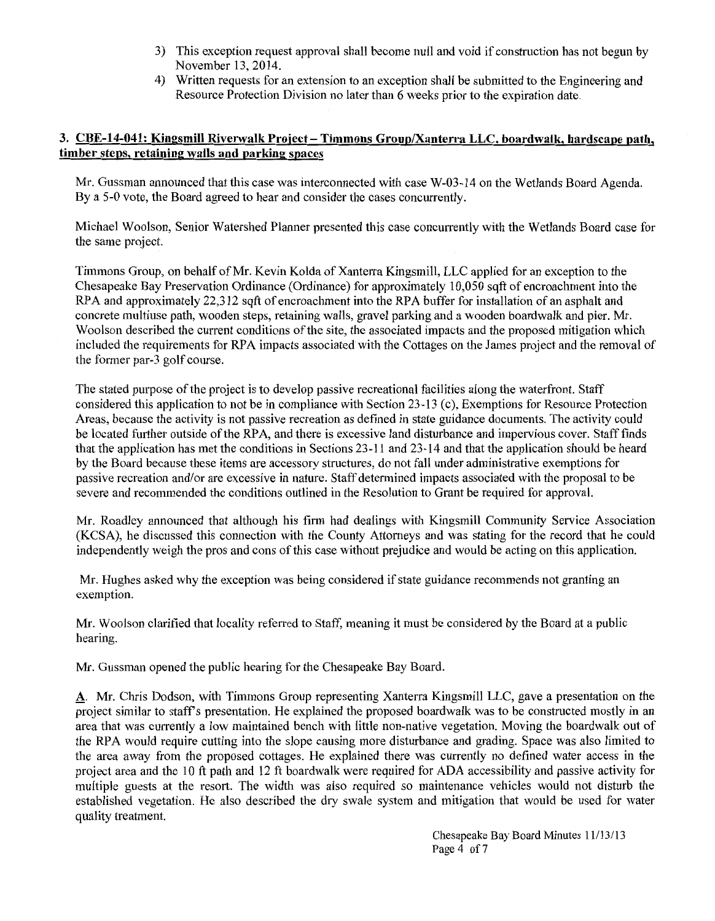3) This exception request approval shall become null and void if construction has not begun by November 13, 2014.
4) Written requests for an extension to an exception shall be submitted to the Engineering and Resource Protection Division no later than 6 weeks prior to the expiration date.

### 3. CBE-14-041: Kingsmill Riverwalk Project – Timmons Group/Xanterra LLC, boardwalk, hardscape path, timber steps, retaining walls and parking spaces

Mr. Gussman announced that this case was interconnected with case W-03-14 on the Wetlands Board Agenda. By a 5-0 vote, the Board agreed to hear and consider the cases concurrently.

Michael Woolson, Senior Watershed Planner presented this case concurrently with the Wetlands Board case for the same project.

Timmons Group, on behalf of Mr. Kevin Kolda of Xanterra Kingsmill, LLC applied for an exception to the Chesapeake Bay Preservation Ordinance (Ordinance) for approximately 10,050 sqft of encroachment into the RPA and approximately 22,312 sqft of encroachment into the RPA buffer for installation of an asphalt and concrete multiuse path, wooden steps, retaining walls, gravel parking and a wooden boardwalk and pier. Mr. Woolson described the current conditions of the site, the associated impacts and the proposed mitigation which included the requirements for RPA impacts associated with the Cottages on the James project and the removal of the former par-3 golf course.

The stated purpose of the project is to develop passive recreational facilities along the waterfront. Staff considered this application to not be in compliance with Section 23-13 (c), Exemptions for Resource Protection Areas, because the activity is not passive recreation as defined in state guidance documents. The activity could be located further outside of the RPA, and there is excessive land disturbance and impervious cover. Staff finds that the application has met the conditions in Sections 23-11 and 23-14 and that the application should be heard by the Board because these items are accessory structures, do not fall under administrative exemptions for passive recreation and/or are excessive in nature. Staff determined impacts associated with the proposal to be severe and recommended the conditions outlined in the Resolution to Grant be required for approval.

Mr. Roadley announced that although his firm had dealings with Kingsmill Community Service Association (KCSA), he discussed this connection with the County Attorneys and was stating for the record that he could independently weigh the pros and cons of this case without prejudice and would be acting on this application.

Mr. Hughes asked why the exception was being considered if state guidance recommends not granting an exemption.

Mr. Woolson clarified that locality referred to Staff, meaning it must be considered by the Board at a public hearing.

Mr. Gussman opened the public hearing for the Chesapeake Bay Board.

A. Mr. Chris Dodson, with Timmons Group representing Xanterra Kingsmill LLC, gave a presentation on the project similar to staff's presentation. He explained the proposed boardwalk was to be constructed mostly in an area that was currently a low maintained bench with little non-native vegetation. Moving the boardwalk out of the RPA would require cutting into the slope causing more disturbance and grading. Space was also limited to the area away from the proposed cottages. He explained there was currently no defined water access in the project area and the 10 ft path and 12 ft boardwalk were required for ADA accessibility and passive activity for multiple guests at the resort. The width was also required so maintenance vehicles would not disturb the established vegetation. He also described the dry swale system and mitigation that would be used for water quality treatment.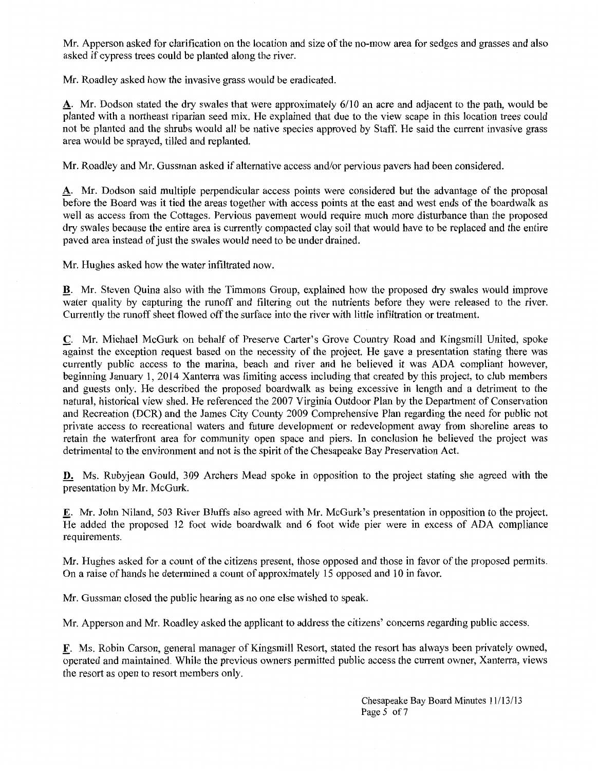Mr. Apperson asked for clarification on the location and size of the no-mow area for sedges and grasses and also asked if cypress trees could be planted along the river.

Mr. Roadley asked how the invasive grass would be eradicated.

**A**. Mr. Dodson stated the dry swales that were approximately 6/10 an acre and adjacent to the path, would be planted with a northeast riparian seed mix. He explained that due to the view scape in this location trees could not be planted and the shrubs would all be native species approved by Staff. He said the current invasive grass area would be sprayed, tilled and replanted.

Mr. Roadley and Mr. Gussman asked if alternative access and/or pervious pavers had been considered.

**A**. Mr. Dodson said multiple perpendicular access points were considered but the advantage of the proposal before the Board was it tied the areas together with access points at the east and west ends of the boardwalk as well as access from the Cottages. Pervious pavement would require much more disturbance than the proposed dry swales because the entire area is currently compacted clay soil that would have to be replaced and the entire paved area instead of just the swales would need to be under drained.

Mr. Hughes asked how the water infiltrated now.

**B**. Mr. Steven Quina also with the Timmons Group, explained how the proposed dry swales would improve water quality by capturing the runoff and filtering out the nutrients before they were released to the river. Currently the runoff sheet flowed off the surface into the river with little infiltration or treatment.

**C**. Mr. Michael McGurk on behalf of Preserve Carter's Grove Country Road and Kingsmill United, spoke against the exception request based on the necessity of the project. He gave a presentation stating there was currently public access to the marina, beach and river and he believed it was ADA compliant however, beginning January 1, 2014 Xanterra was limiting access including that created by this project, to club members and guests only. He described the proposed boardwalk as being excessive in length and a detriment to the natural, historical view shed. He referenced the 2007 Virginia Outdoor Plan by the Department of Conservation and Recreation (DCR) and the James City County 2009 Comprehensive Plan regarding the need for public not private access to recreational waters and future development or redevelopment away from shoreline areas to retain the waterfront area for community open space and piers. In conclusion he believed the project was detrimental to the environment and not is the spirit of the Chesapeake Bay Preservation Act.

**D.** Ms. Rubyjean Gould, 309 Archers Mead spoke in opposition to the project stating she agreed with the presentation by Mr. McGurk.

**E**. Mr. John Niland, 503 River Bluffs also agreed with Mr. McGurk's presentation in opposition to the project. He added the proposed 12 foot wide boardwalk and 6 foot wide pier were in excess of ADA compliance requirements.

Mr. Hughes asked for a count of the citizens present, those opposed and those in favor of the proposed permits. On a raise of hands he determined a count of approximately 15 opposed and 10 in favor.

Mr. Gussman closed the public hearing as no one else wished to speak.

Mr. Apperson and Mr. Roadley asked the applicant to address the citizens' concerns regarding public access.

**F**. Ms. Robin Carson, general manager of Kingsmill Resort, stated the resort has always been privately owned, operated and maintained. While the previous owners permitted public access the current owner, Xanterra, views the resort as open to resort members only.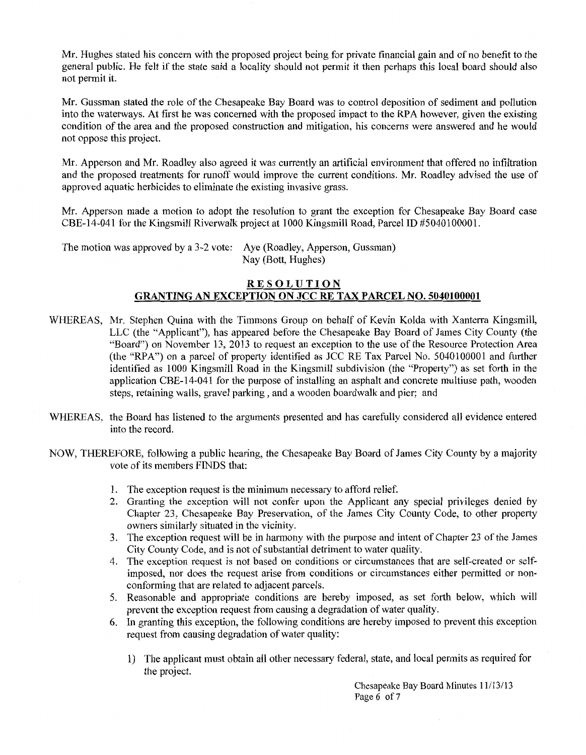Mr. Hughes stated his concern with the proposed project being for private financial gain and of no benefit to the general public. He felt if the state said a locality should not permit it then perhaps this local board should also not permit it.

Mr. Gussman stated the role of the Chesapeake Bay Board was to control deposition of sediment and pollution into the waterways. At first he was concerned with the proposed impact to the RPA however, given the existing condition of the area and the proposed construction and mitigation, his concerns were answered and he would not oppose this project.

Mr. Apperson and Mr. Roadley also agreed it was currently an artificial environment that offered no infiltration and the proposed treatments for runoff would improve the current conditions. Mr. Roadley advised the use of approved aquatic herbicides to eliminate the existing invasive grass.

Mr. Apperson made a motion to adopt the resolution to grant the exception for Chesapeake Bay Board case CBE-14-041 for the Kingsmill Riverwalk project at 1000 Kingsmill Road, Parcel ID #5040100001.

The motion was approved by a 3-2 vote: Aye (Roadley, Apperson, Gussman)
Nay (Bott, Hughes)

## RESOLUTION
## GRANTING AN EXCEPTION ON JCC RE TAX PARCEL NO. 5040100001

WHEREAS, Mr. Stephen Quina with the Timmons Group on behalf of Kevin Kolda with Xanterra Kingsmill, LLC (the "Applicant"), has appeared before the Chesapeake Bay Board of James City County (the "Board") on November 13, 2013 to request an exception to the use of the Resource Protection Area (the "RPA") on a parcel of property identified as JCC RE Tax Parcel No. 5040100001 and further identified as 1000 Kingsmill Road in the Kingsmill subdivision (the "Property") as set forth in the application CBE-14-041 for the purpose of installing an asphalt and concrete multiuse path, wooden steps, retaining walls, gravel parking , and a wooden boardwalk and pier; and

WHEREAS, the Board has listened to the arguments presented and has carefully considered all evidence entered into the record.

NOW, THEREFORE, following a public hearing, the Chesapeake Bay Board of James City County by a majority vote of its members FINDS that:

1. The exception request is the minimum necessary to afford relief.
2. Granting the exception will not confer upon the Applicant any special privileges denied by Chapter 23, Chesapeake Bay Preservation, of the James City County Code, to other property owners similarly situated in the vicinity.
3. The exception request will be in harmony with the purpose and intent of Chapter 23 of the James City County Code, and is not of substantial detriment to water quality.
4. The exception request is not based on conditions or circumstances that are self-created or self-imposed, nor does the request arise from conditions or circumstances either permitted or non-conforming that are related to adjacent parcels.
5. Reasonable and appropriate conditions are hereby imposed, as set forth below, which will prevent the exception request from causing a degradation of water quality.
6. In granting this exception, the following conditions are hereby imposed to prevent this exception request from causing degradation of water quality:

    1) The applicant must obtain all other necessary federal, state, and local permits as required for the project.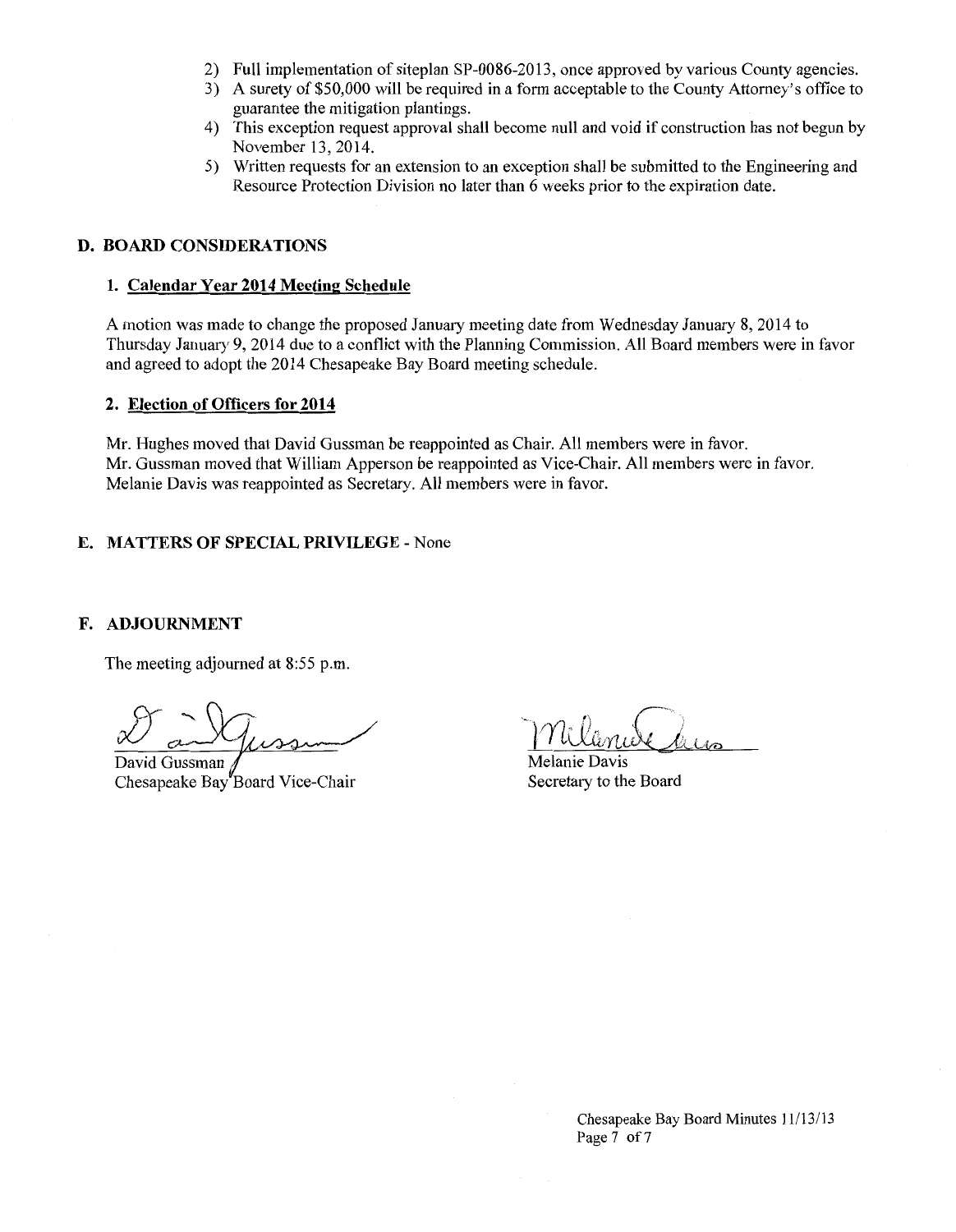2) Full implementation of siteplan SP-0086-2013, once approved by various County agencies.
3) A surety of $50,000 will be required in a form acceptable to the County Attorney's office to guarantee the mitigation plantings.
4) This exception request approval shall become null and void if construction has not begun by November 13, 2014.
5) Written requests for an extension to an exception shall be submitted to the Engineering and Resource Protection Division no later than 6 weeks prior to the expiration date.

## D. BOARD CONSIDERATIONS

### 1. Calendar Year 2014 Meeting Schedule

A motion was made to change the proposed January meeting date from Wednesday January 8, 2014 to Thursday January 9, 2014 due to a conflict with the Planning Commission. All Board members were in favor and agreed to adopt the 2014 Chesapeake Bay Board meeting schedule.

### 2. Election of Officers for 2014

Mr. Hughes moved that David Gussman be reappointed as Chair. All members were in favor.
Mr. Gussman moved that William Apperson be reappointed as Vice-Chair. All members were in favor.
Melanie Davis was reappointed as Secretary. All members were in favor.

## E. MATTERS OF SPECIAL PRIVILEGE - None

## F. ADJOURNMENT

The meeting adjourned at 8:55 p.m.

David Gussman
Chesapeake Bay Board Vice-Chair

Melanie Davis
Secretary to the Board